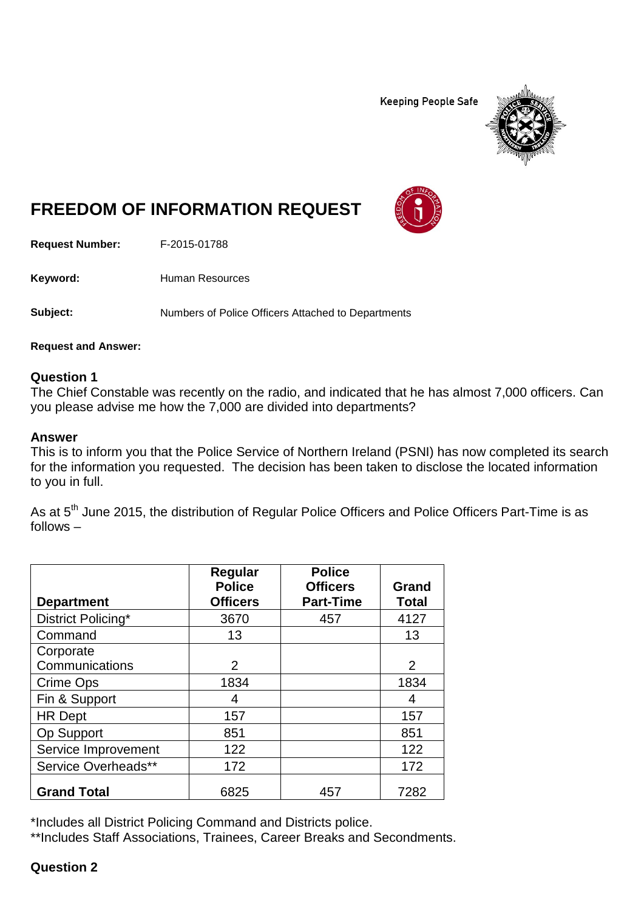Keeping People Safe

# FREEDOM OF INFORMATION REQUEST

**Request Number:** F-2015-01788

**Keyword:** Human Resources

**Subject:** Numbers of Police Officers Attached to Departments

**Request and Answer:**

**Question 1**

The Chief Constable was recently on the radio, and indicated that he has almost 7,000 officers. Can you please advise me how the 7,000 are divided into departments?

**Answer**

This is to inform you that the Police Service of Northern Ireland (PSNI) has now completed its search for the information you requested. The decision has been taken to disclose the located information to you in full.

As at 5th June 2015, the distribution of Regular Police Officers and Police Officers Part-Time is as follows –

| Department | Regular Police Officers | Police Officers Part-Time | Grand Total |
|---|---|---|---|
| District Policing* | 3670 | 457 | 4127 |
| Command | 13 | | 13 |
| Corporate Communications | 2 | | 2 |
| Crime Ops | 1834 | | 1834 |
| Fin & Support | 4 | | 4 |
| HR Dept | 157 | | 157 |
| Op Support | 851 | | 851 |
| Service Improvement | 122 | | 122 |
| Service Overheads** | 172 | | 172 |
| **Grand Total** | 6825 | 457 | 7282 |

*Includes all District Policing Command and Districts police.
**Includes Staff Associations, Trainees, Career Breaks and Secondments.

**Question 2**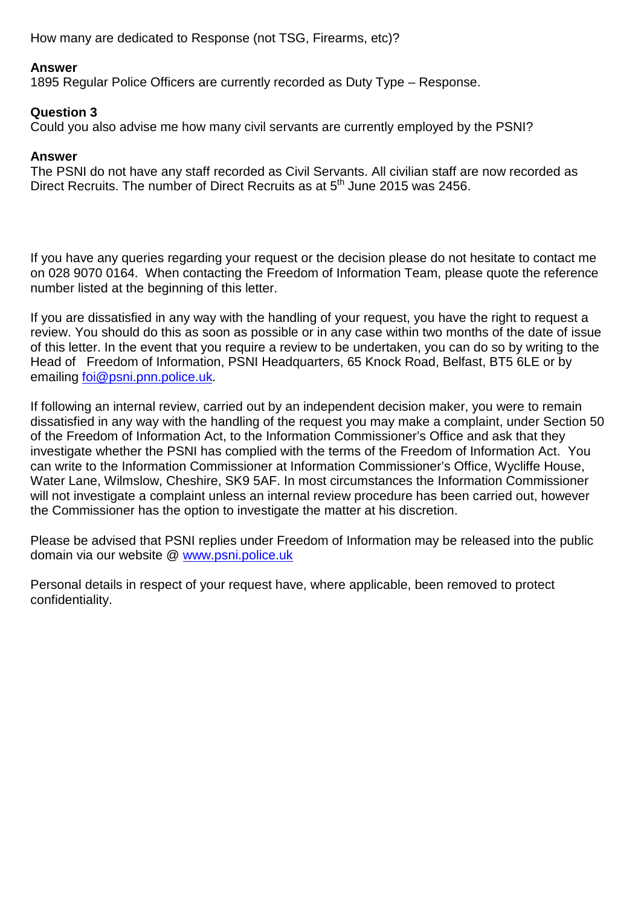How many are dedicated to Response (not TSG, Firearms, etc)?

**Answer**
1895 Regular Police Officers are currently recorded as Duty Type – Response.

**Question 3**
Could you also advise me how many civil servants are currently employed by the PSNI?

**Answer**
The PSNI do not have any staff recorded as Civil Servants. All civilian staff are now recorded as Direct Recruits. The number of Direct Recruits as at 5th June 2015 was 2456.

If you have any queries regarding your request or the decision please do not hesitate to contact me on 028 9070 0164. When contacting the Freedom of Information Team, please quote the reference number listed at the beginning of this letter.

If you are dissatisfied in any way with the handling of your request, you have the right to request a review. You should do this as soon as possible or in any case within two months of the date of issue of this letter. In the event that you require a review to be undertaken, you can do so by writing to the Head of Freedom of Information, PSNI Headquarters, 65 Knock Road, Belfast, BT5 6LE or by emailing foi@psni.pnn.police.uk.

If following an internal review, carried out by an independent decision maker, you were to remain dissatisfied in any way with the handling of the request you may make a complaint, under Section 50 of the Freedom of Information Act, to the Information Commissioner's Office and ask that they investigate whether the PSNI has complied with the terms of the Freedom of Information Act. You can write to the Information Commissioner at Information Commissioner's Office, Wycliffe House, Water Lane, Wilmslow, Cheshire, SK9 5AF. In most circumstances the Information Commissioner will not investigate a complaint unless an internal review procedure has been carried out, however the Commissioner has the option to investigate the matter at his discretion.

Please be advised that PSNI replies under Freedom of Information may be released into the public domain via our website @ www.psni.police.uk

Personal details in respect of your request have, where applicable, been removed to protect confidentiality.